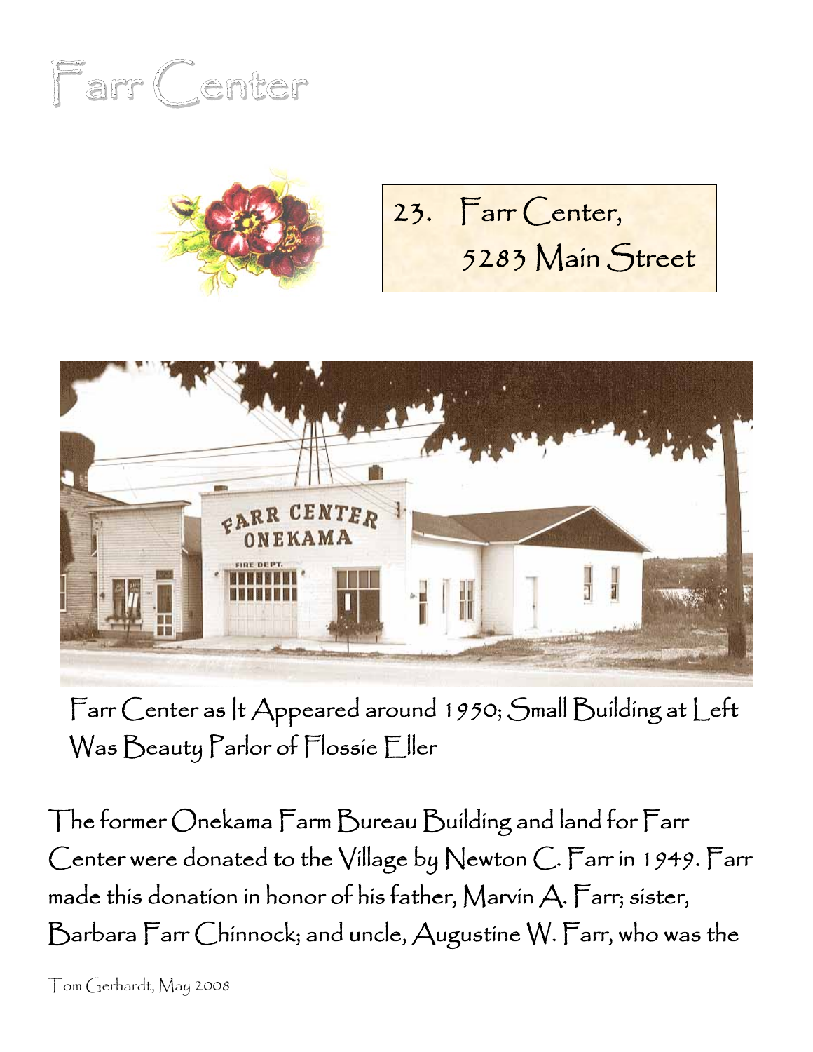# Farr Center

23. Farr Center,
5283 Main Street

Farr Center as It Appeared around 1950; Small Building at Left Was Beauty Parlor of Flossie Eller

The former Onekama Farm Bureau Building and land for Farr Center were donated to the Village by Newton C. Farr in 1949. Farr made this donation in honor of his father, Marvin A. Farr; sister, Barbara Farr Chinnock; and uncle, Augustine W. Farr, who was the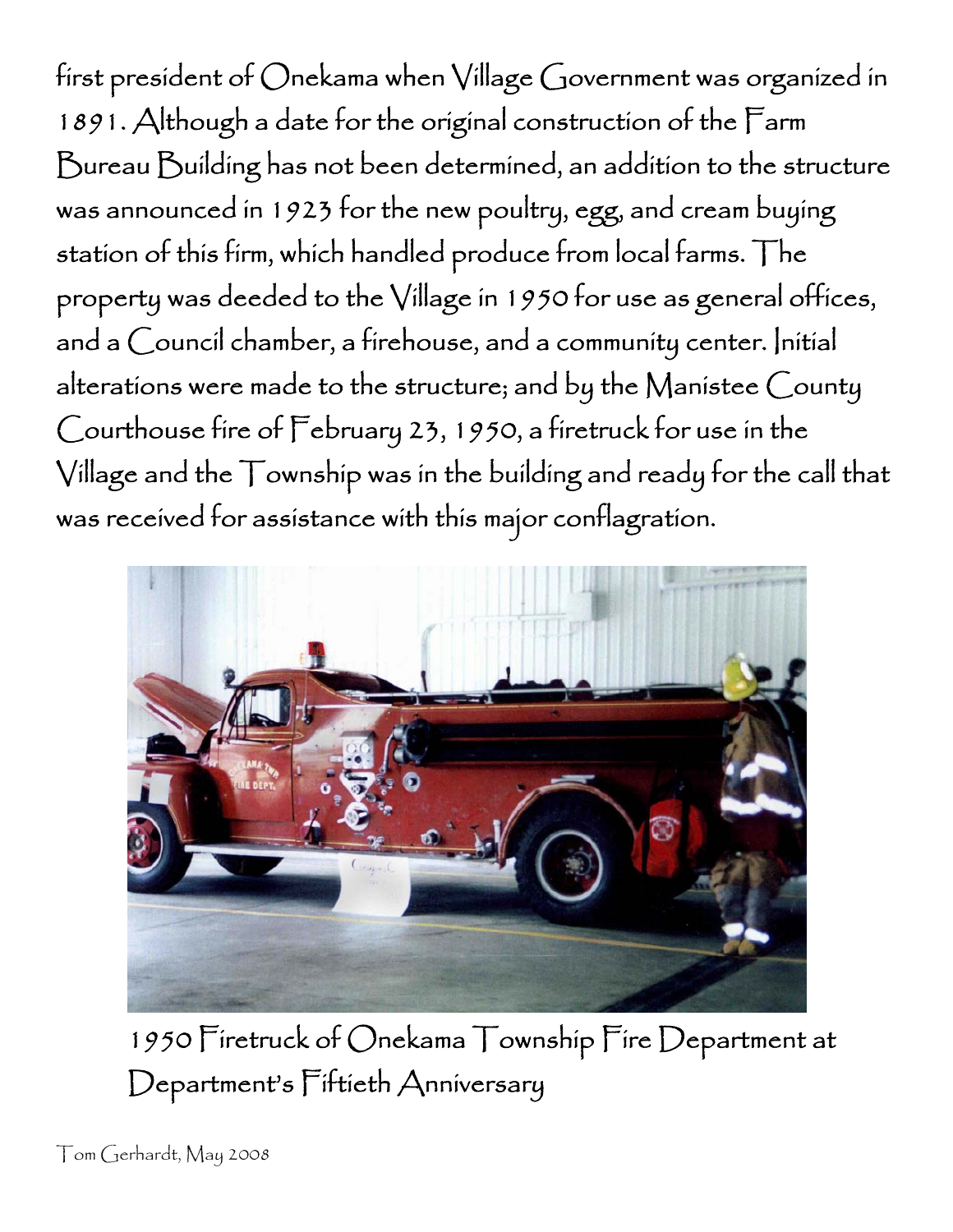first president of Onekama when Village Government was organized in 1891. Although a date for the original construction of the Farm Bureau Building has not been determined, an addition to the structure was announced in 1923 for the new poultry, egg, and cream buying station of this firm, which handled produce from local farms. The property was deeded to the Village in 1950 for use as general offices, and a Council chamber, a firehouse, and a community center. Initial alterations were made to the structure; and by the Manistee County Courthouse fire of February 23, 1950, a firetruck for use in the Village and the Township was in the building and ready for the call that was received for assistance with this major conflagration.

1950 Firetruck of Onekama Township Fire Department at Department's Fiftieth Anniversary

Tom Gerhardt, May 2008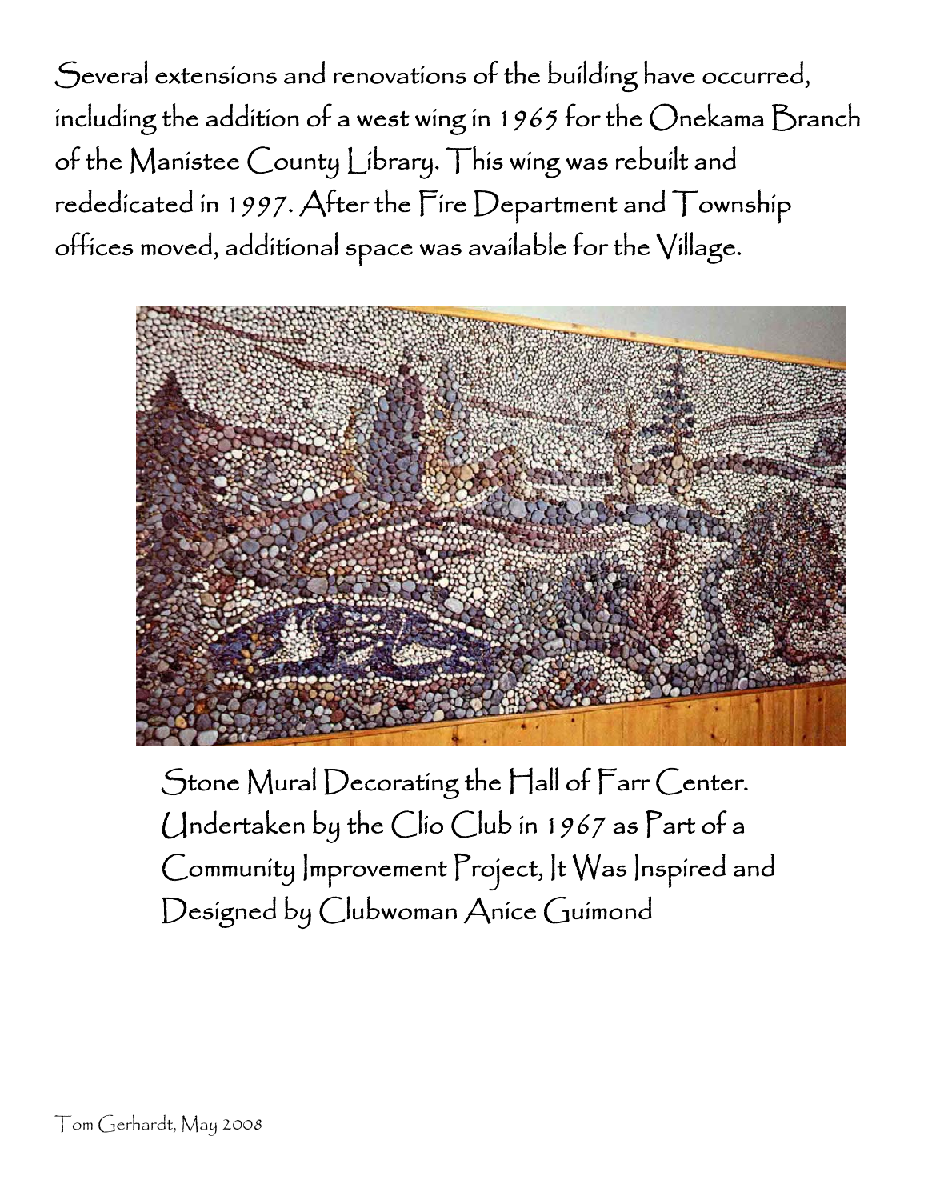Several extensions and renovations of the building have occurred, including the addition of a west wing in 1965 for the Onekama Branch of the Manistee County Library. This wing was rebuilt and rededicated in 1997. After the Fire Department and Township offices moved, additional space was available for the Village.

Stone Mural Decorating the Hall of Farr Center. Undertaken by the Clio Club in 1967 as Part of a Community Improvement Project, It Was Inspired and Designed by Clubwoman Anice Guimond

Tom Gerhardt, May 2008